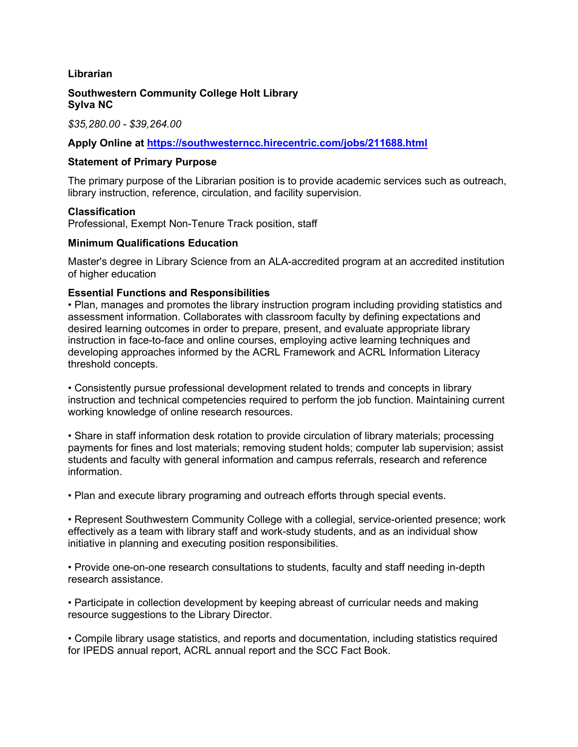**Librarian**

**Southwestern Community College Holt Library**
**Sylva NC**

*$35,280.00 - $39,264.00*

**Apply Online at [https://southwesterncc.hirecentric.com/jobs/211688.html](https://southwesterncc.hirecentric.com/jobs/211688.html)**

**Statement of Primary Purpose**

The primary purpose of the Librarian position is to provide academic services such as outreach, library instruction, reference, circulation, and facility supervision.

**Classification**
Professional, Exempt Non-Tenure Track position, staff

**Minimum Qualifications Education**

Master's degree in Library Science from an ALA-accredited program at an accredited institution of higher education

**Essential Functions and Responsibilities**

• Plan, manages and promotes the library instruction program including providing statistics and assessment information. Collaborates with classroom faculty by defining expectations and desired learning outcomes in order to prepare, present, and evaluate appropriate library instruction in face-to-face and online courses, employing active learning techniques and developing approaches informed by the ACRL Framework and ACRL Information Literacy threshold concepts.

• Consistently pursue professional development related to trends and concepts in library instruction and technical competencies required to perform the job function. Maintaining current working knowledge of online research resources.

• Share in staff information desk rotation to provide circulation of library materials; processing payments for fines and lost materials; removing student holds; computer lab supervision; assist students and faculty with general information and campus referrals, research and reference information.

• Plan and execute library programing and outreach efforts through special events.

• Represent Southwestern Community College with a collegial, service-oriented presence; work effectively as a team with library staff and work-study students, and as an individual show initiative in planning and executing position responsibilities.

• Provide one-on-one research consultations to students, faculty and staff needing in-depth research assistance.

• Participate in collection development by keeping abreast of curricular needs and making resource suggestions to the Library Director.

• Compile library usage statistics, and reports and documentation, including statistics required for IPEDS annual report, ACRL annual report and the SCC Fact Book.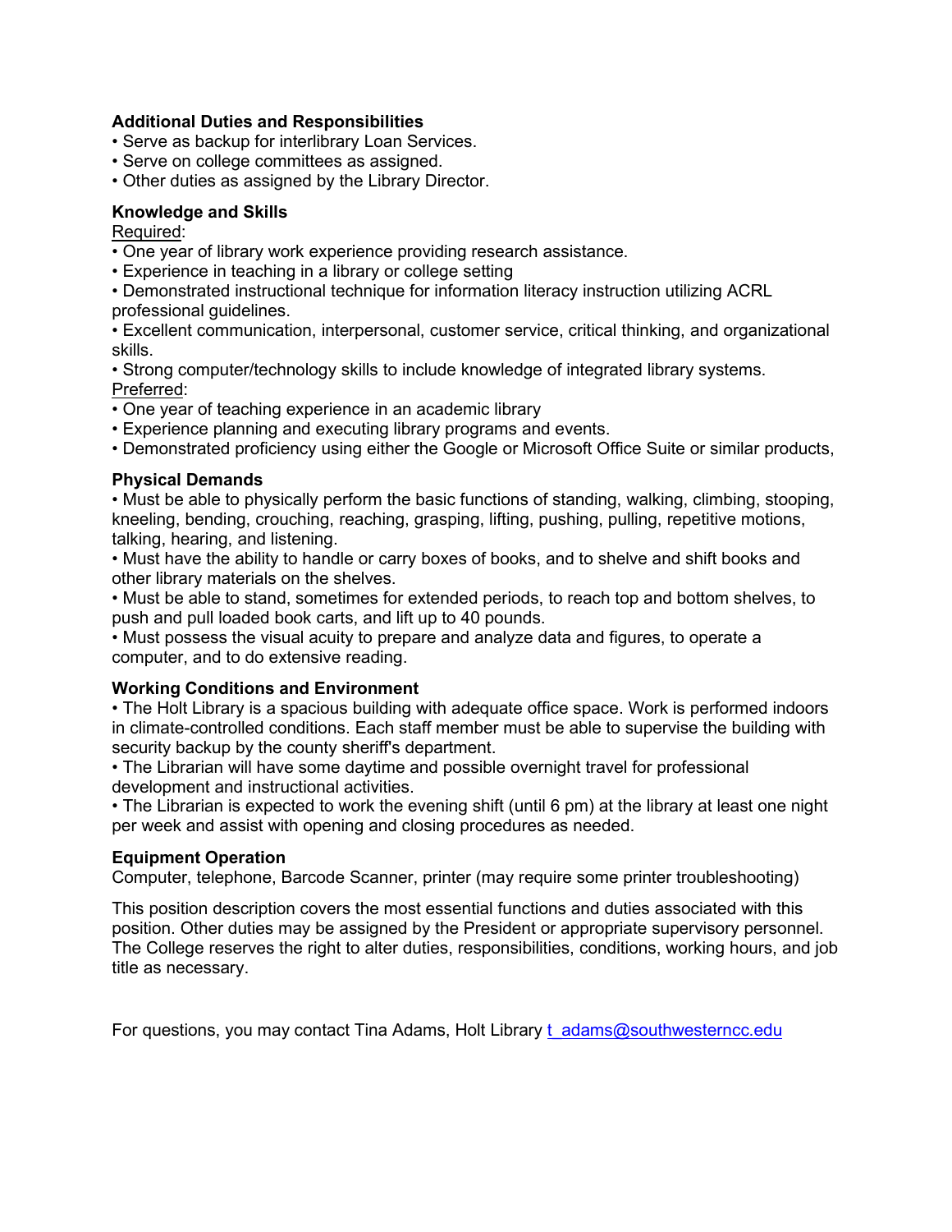**Additional Duties and Responsibilities**

- Serve as backup for interlibrary Loan Services.
- Serve on college committees as assigned.
- Other duties as assigned by the Library Director.

**Knowledge and Skills**

Required:

- One year of library work experience providing research assistance.
- Experience in teaching in a library or college setting
- Demonstrated instructional technique for information literacy instruction utilizing ACRL professional guidelines.
- Excellent communication, interpersonal, customer service, critical thinking, and organizational skills.
- Strong computer/technology skills to include knowledge of integrated library systems.

Preferred:

- One year of teaching experience in an academic library
- Experience planning and executing library programs and events.
- Demonstrated proficiency using either the Google or Microsoft Office Suite or similar products,

**Physical Demands**

- Must be able to physically perform the basic functions of standing, walking, climbing, stooping, kneeling, bending, crouching, reaching, grasping, lifting, pushing, pulling, repetitive motions, talking, hearing, and listening.
- Must have the ability to handle or carry boxes of books, and to shelve and shift books and other library materials on the shelves.
- Must be able to stand, sometimes for extended periods, to reach top and bottom shelves, to push and pull loaded book carts, and lift up to 40 pounds.
- Must possess the visual acuity to prepare and analyze data and figures, to operate a computer, and to do extensive reading.

**Working Conditions and Environment**

- The Holt Library is a spacious building with adequate office space. Work is performed indoors in climate-controlled conditions. Each staff member must be able to supervise the building with security backup by the county sheriff's department.
- The Librarian will have some daytime and possible overnight travel for professional development and instructional activities.
- The Librarian is expected to work the evening shift (until 6 pm) at the library at least one night per week and assist with opening and closing procedures as needed.

**Equipment Operation**

Computer, telephone, Barcode Scanner, printer (may require some printer troubleshooting)

This position description covers the most essential functions and duties associated with this position. Other duties may be assigned by the President or appropriate supervisory personnel. The College reserves the right to alter duties, responsibilities, conditions, working hours, and job title as necessary.

For questions, you may contact Tina Adams, Holt Library t_adams@southwesterncc.edu